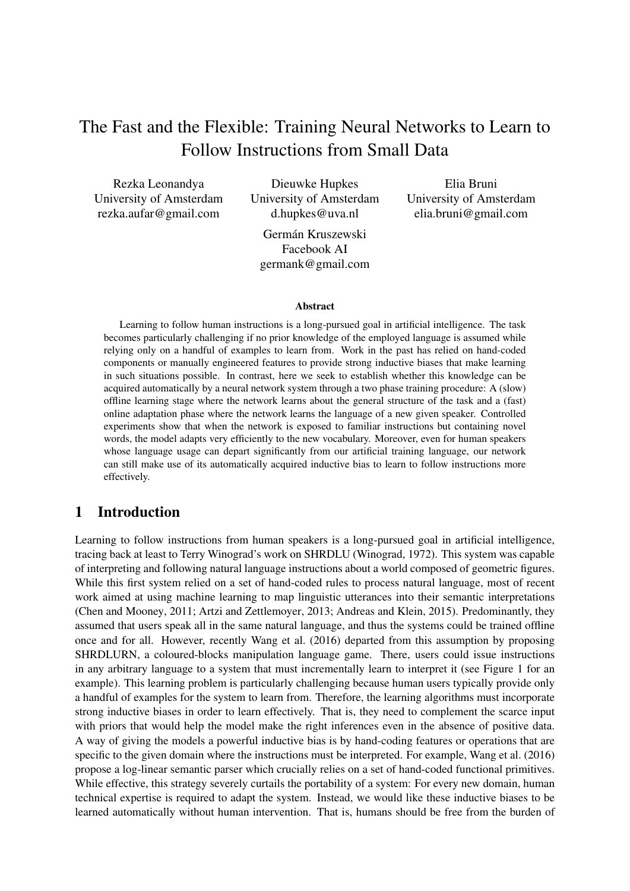# The Fast and the Flexible: Training Neural Networks to Learn to Follow Instructions from Small Data

Rezka Leonandya
University of Amsterdam
rezka.aufar@gmail.com

Dieuwke Hupkes
University of Amsterdam
d.hupkes@uva.nl

Elia Bruni
University of Amsterdam
elia.bruni@gmail.com

Germán Kruszewski
Facebook AI
germank@gmail.com

### Abstract

Learning to follow human instructions is a long-pursued goal in artificial intelligence. The task becomes particularly challenging if no prior knowledge of the employed language is assumed while relying only on a handful of examples to learn from. Work in the past has relied on hand-coded components or manually engineered features to provide strong inductive biases that make learning in such situations possible. In contrast, here we seek to establish whether this knowledge can be acquired automatically by a neural network system through a two phase training procedure: A (slow) offline learning stage where the network learns about the general structure of the task and a (fast) online adaptation phase where the network learns the language of a new given speaker. Controlled experiments show that when the network is exposed to familiar instructions but containing novel words, the model adapts very efficiently to the new vocabulary. Moreover, even for human speakers whose language usage can depart significantly from our artificial training language, our network can still make use of its automatically acquired inductive bias to learn to follow instructions more effectively.

## 1 Introduction

Learning to follow instructions from human speakers is a long-pursued goal in artificial intelligence, tracing back at least to Terry Winograd's work on SHRDLU (Winograd, 1972). This system was capable of interpreting and following natural language instructions about a world composed of geometric figures. While this first system relied on a set of hand-coded rules to process natural language, most of recent work aimed at using machine learning to map linguistic utterances into their semantic interpretations (Chen and Mooney, 2011; Artzi and Zettlemoyer, 2013; Andreas and Klein, 2015). Predominantly, they assumed that users speak all in the same natural language, and thus the systems could be trained offline once and for all. However, recently Wang et al. (2016) departed from this assumption by proposing SHRDLURN, a coloured-blocks manipulation language game. There, users could issue instructions in any arbitrary language to a system that must incrementally learn to interpret it (see Figure 1 for an example). This learning problem is particularly challenging because human users typically provide only a handful of examples for the system to learn from. Therefore, the learning algorithms must incorporate strong inductive biases in order to learn effectively. That is, they need to complement the scarce input with priors that would help the model make the right inferences even in the absence of positive data. A way of giving the models a powerful inductive bias is by hand-coding features or operations that are specific to the given domain where the instructions must be interpreted. For example, Wang et al. (2016) propose a log-linear semantic parser which crucially relies on a set of hand-coded functional primitives. While effective, this strategy severely curtails the portability of a system: For every new domain, human technical expertise is required to adapt the system. Instead, we would like these inductive biases to be learned automatically without human intervention. That is, humans should be free from the burden of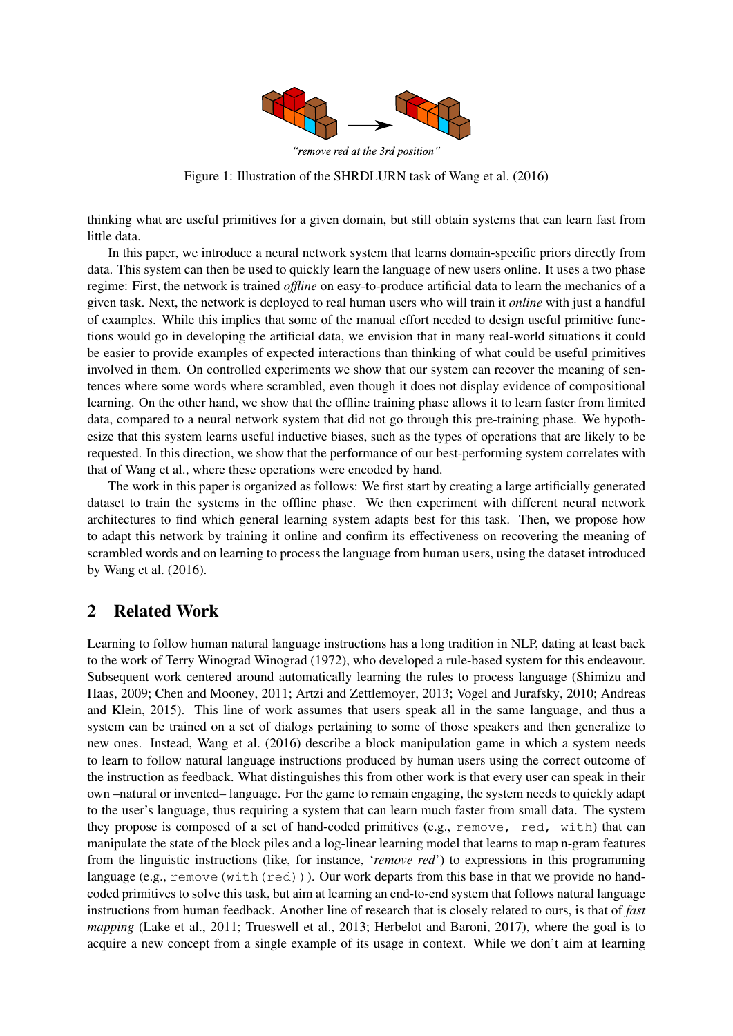*"remove red at the 3rd position"*

Figure 1: Illustration of the SHRDLURN task of Wang et al. (2016)

thinking what are useful primitives for a given domain, but still obtain systems that can learn fast from little data.

In this paper, we introduce a neural network system that learns domain-specific priors directly from data. This system can then be used to quickly learn the language of new users online. It uses a two phase regime: First, the network is trained *offline* on easy-to-produce artificial data to learn the mechanics of a given task. Next, the network is deployed to real human users who will train it *online* with just a handful of examples. While this implies that some of the manual effort needed to design useful primitive functions would go in developing the artificial data, we envision that in many real-world situations it could be easier to provide examples of expected interactions than thinking of what could be useful primitives involved in them. On controlled experiments we show that our system can recover the meaning of sentences where some words where scrambled, even though it does not display evidence of compositional learning. On the other hand, we show that the offline training phase allows it to learn faster from limited data, compared to a neural network system that did not go through this pre-training phase. We hypothesize that this system learns useful inductive biases, such as the types of operations that are likely to be requested. In this direction, we show that the performance of our best-performing system correlates with that of Wang et al., where these operations were encoded by hand.

The work in this paper is organized as follows: We first start by creating a large artificially generated dataset to train the systems in the offline phase. We then experiment with different neural network architectures to find which general learning system adapts best for this task. Then, we propose how to adapt this network by training it online and confirm its effectiveness on recovering the meaning of scrambled words and on learning to process the language from human users, using the dataset introduced by Wang et al. (2016).

## 2 Related Work

Learning to follow human natural language instructions has a long tradition in NLP, dating at least back to the work of Terry Winograd Winograd (1972), who developed a rule-based system for this endeavour. Subsequent work centered around automatically learning the rules to process language (Shimizu and Haas, 2009; Chen and Mooney, 2011; Artzi and Zettlemoyer, 2013; Vogel and Jurafsky, 2010; Andreas and Klein, 2015). This line of work assumes that users speak all in the same language, and thus a system can be trained on a set of dialogs pertaining to some of those speakers and then generalize to new ones. Instead, Wang et al. (2016) describe a block manipulation game in which a system needs to learn to follow natural language instructions produced by human users using the correct outcome of the instruction as feedback. What distinguishes this from other work is that every user can speak in their own –natural or invented– language. For the game to remain engaging, the system needs to quickly adapt to the user's language, thus requiring a system that can learn much faster from small data. The system they propose is composed of a set of hand-coded primitives (e.g., `remove`, `red`, `with`) that can manipulate the state of the block piles and a log-linear learning model that learns to map n-gram features from the linguistic instructions (like, for instance, '*remove red*') to expressions in this programming language (e.g., `remove(with(red))`). Our work departs from this base in that we provide no hand-coded primitives to solve this task, but aim at learning an end-to-end system that follows natural language instructions from human feedback. Another line of research that is closely related to ours, is that of *fast mapping* (Lake et al., 2011; Trueswell et al., 2013; Herbelot and Baroni, 2017), where the goal is to acquire a new concept from a single example of its usage in context. While we don't aim at learning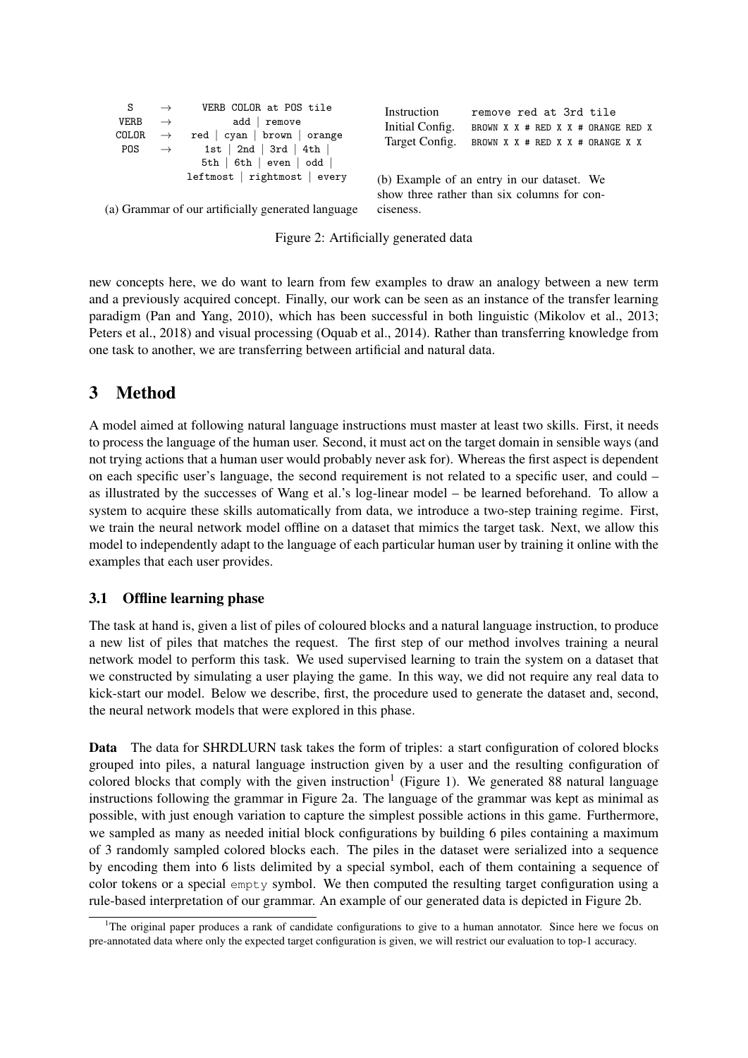```
S     →  VERB COLOR at POS tile
VERB  →  add | remove
COLOR →  red | cyan | brown | orange
POS   →  1st | 2nd | 3rd | 4th |
         5th | 6th | even | odd |
         leftmost | rightmost | every
```

(a) Grammar of our artificially generated language

| | |
|---|---|
| Instruction | `remove red at 3rd tile` |
| Initial Config. | `BROWN X X # RED X X # ORANGE RED X` |
| Target Config. | `BROWN X X # RED X X # ORANGE X X` |

(b) Example of an entry in our dataset. We show three rather than six columns for conciseness.

Figure 2: Artificially generated data

new concepts here, we do want to learn from few examples to draw an analogy between a new term and a previously acquired concept. Finally, our work can be seen as an instance of the transfer learning paradigm (Pan and Yang, 2010), which has been successful in both linguistic (Mikolov et al., 2013; Peters et al., 2018) and visual processing (Oquab et al., 2014). Rather than transferring knowledge from one task to another, we are transferring between artificial and natural data.

# 3 Method

A model aimed at following natural language instructions must master at least two skills. First, it needs to process the language of the human user. Second, it must act on the target domain in sensible ways (and not trying actions that a human user would probably never ask for). Whereas the first aspect is dependent on each specific user's language, the second requirement is not related to a specific user, and could – as illustrated by the successes of Wang et al.'s log-linear model – be learned beforehand. To allow a system to acquire these skills automatically from data, we introduce a two-step training regime. First, we train the neural network model offline on a dataset that mimics the target task. Next, we allow this model to independently adapt to the language of each particular human user by training it online with the examples that each user provides.

## 3.1 Offline learning phase

The task at hand is, given a list of piles of coloured blocks and a natural language instruction, to produce a new list of piles that matches the request. The first step of our method involves training a neural network model to perform this task. We used supervised learning to train the system on a dataset that we constructed by simulating a user playing the game. In this way, we did not require any real data to kick-start our model. Below we describe, first, the procedure used to generate the dataset and, second, the neural network models that were explored in this phase.

**Data** The data for SHRDLURN task takes the form of triples: a start configuration of colored blocks grouped into piles, a natural language instruction given by a user and the resulting configuration of colored blocks that comply with the given instruction[1] (Figure 1). We generated 88 natural language instructions following the grammar in Figure 2a. The language of the grammar was kept as minimal as possible, with just enough variation to capture the simplest possible actions in this game. Furthermore, we sampled as many as needed initial block configurations by building 6 piles containing a maximum of 3 randomly sampled colored blocks each. The piles in the dataset were serialized into a sequence by encoding them into 6 lists delimited by a special symbol, each of them containing a sequence of color tokens or a special `empty` symbol. We then computed the resulting target configuration using a rule-based interpretation of our grammar. An example of our generated data is depicted in Figure 2b.

[1]The original paper produces a rank of candidate configurations to give to a human annotator. Since here we focus on pre-annotated data where only the expected target configuration is given, we will restrict our evaluation to top-1 accuracy.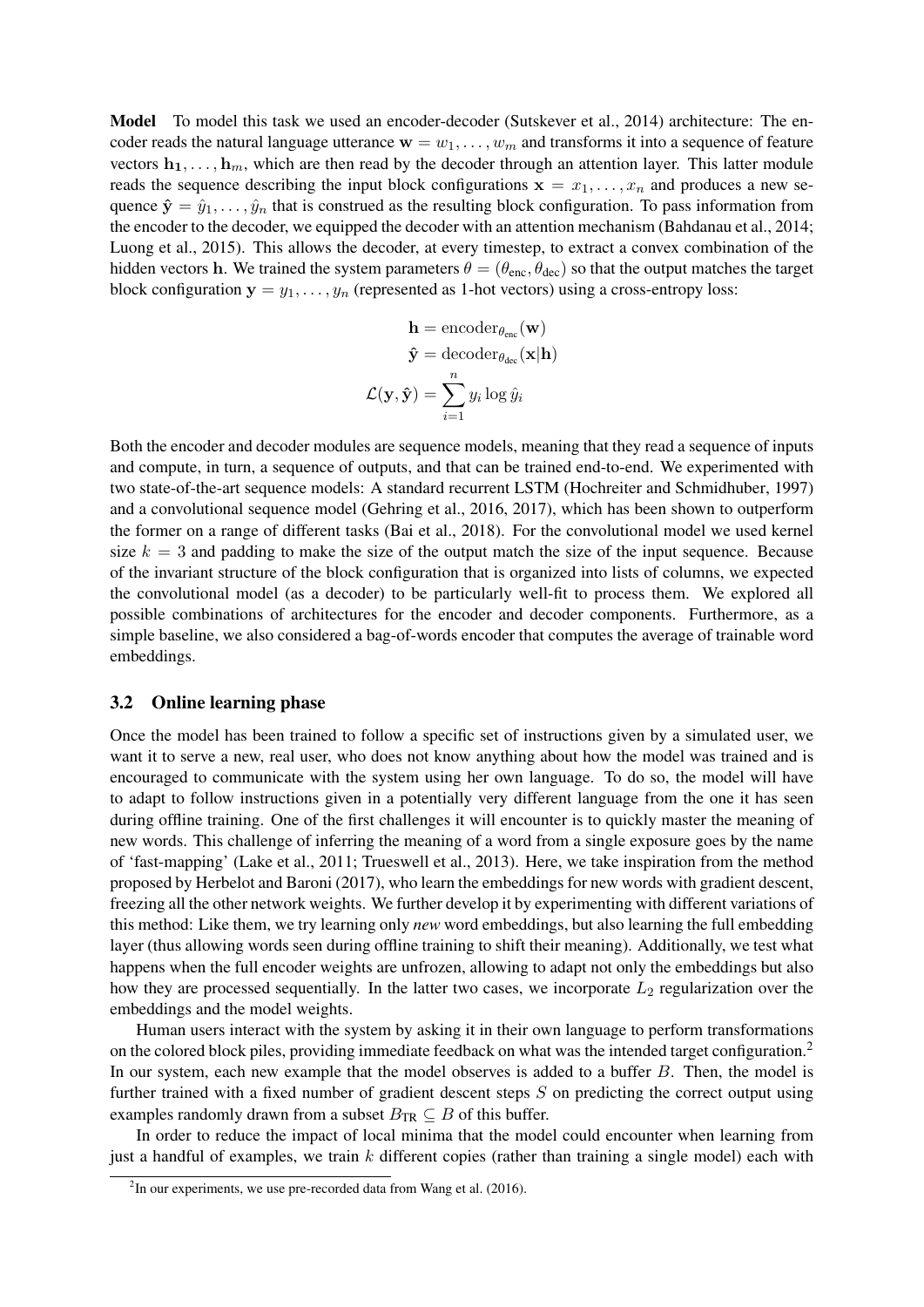**Model** To model this task we used an encoder-decoder (Sutskever et al., 2014) architecture: The encoder reads the natural language utterance $\mathbf{w} = w_1, \ldots, w_m$ and transforms it into a sequence of feature vectors $\mathbf{h_1}, \ldots, \mathbf{h}_m$, which are then read by the decoder through an attention layer. This latter module reads the sequence describing the input block configurations $\mathbf{x} = x_1, \ldots, x_n$ and produces a new sequence $\hat{\mathbf{y}} = \hat{y}_1, \ldots, \hat{y}_n$ that is construed as the resulting block configuration. To pass information from the encoder to the decoder, we equipped the decoder with an attention mechanism (Bahdanau et al., 2014; Luong et al., 2015). This allows the decoder, at every timestep, to extract a convex combination of the hidden vectors $\mathbf{h}$. We trained the system parameters $\theta = (\theta_{\text{enc}}, \theta_{\text{dec}})$ so that the output matches the target block configuration $\mathbf{y} = y_1, \ldots, y_n$ (represented as 1-hot vectors) using a cross-entropy loss:

$$
\begin{aligned}
\mathbf{h} &= \text{encoder}_{\theta_{\text{enc}}}(\mathbf{w}) \\
\hat{\mathbf{y}} &= \text{decoder}_{\theta_{\text{dec}}}(\mathbf{x}|\mathbf{h}) \\
\mathcal{L}(\mathbf{y}, \hat{\mathbf{y}}) &= \sum_{i=1}^{n} y_i \log \hat{y}_i
\end{aligned}
$$

Both the encoder and decoder modules are sequence models, meaning that they read a sequence of inputs and compute, in turn, a sequence of outputs, and that can be trained end-to-end. We experimented with two state-of-the-art sequence models: A standard recurrent LSTM (Hochreiter and Schmidhuber, 1997) and a convolutional sequence model (Gehring et al., 2016, 2017), which has been shown to outperform the former on a range of different tasks (Bai et al., 2018). For the convolutional model we used kernel size $k = 3$ and padding to make the size of the output match the size of the input sequence. Because of the invariant structure of the block configuration that is organized into lists of columns, we expected the convolutional model (as a decoder) to be particularly well-fit to process them. We explored all possible combinations of architectures for the encoder and decoder components. Furthermore, as a simple baseline, we also considered a bag-of-words encoder that computes the average of trainable word embeddings.

### 3.2 Online learning phase

Once the model has been trained to follow a specific set of instructions given by a simulated user, we want it to serve a new, real user, who does not know anything about how the model was trained and is encouraged to communicate with the system using her own language. To do so, the model will have to adapt to follow instructions given in a potentially very different language from the one it has seen during offline training. One of the first challenges it will encounter is to quickly master the meaning of new words. This challenge of inferring the meaning of a word from a single exposure goes by the name of 'fast-mapping' (Lake et al., 2011; Trueswell et al., 2013). Here, we take inspiration from the method proposed by Herbelot and Baroni (2017), who learn the embeddings for new words with gradient descent, freezing all the other network weights. We further develop it by experimenting with different variations of this method: Like them, we try learning only *new* word embeddings, but also learning the full embedding layer (thus allowing words seen during offline training to shift their meaning). Additionally, we test what happens when the full encoder weights are unfrozen, allowing to adapt not only the embeddings but also how they are processed sequentially. In the latter two cases, we incorporate $L_2$ regularization over the embeddings and the model weights.

Human users interact with the system by asking it in their own language to perform transformations on the colored block piles, providing immediate feedback on what was the intended target configuration.[2] In our system, each new example that the model observes is added to a buffer $B$. Then, the model is further trained with a fixed number of gradient descent steps $S$ on predicting the correct output using examples randomly drawn from a subset $B_{\text{TR}} \subseteq B$ of this buffer.

In order to reduce the impact of local minima that the model could encounter when learning from just a handful of examples, we train $k$ different copies (rather than training a single model) each with

[2] In our experiments, we use pre-recorded data from Wang et al. (2016).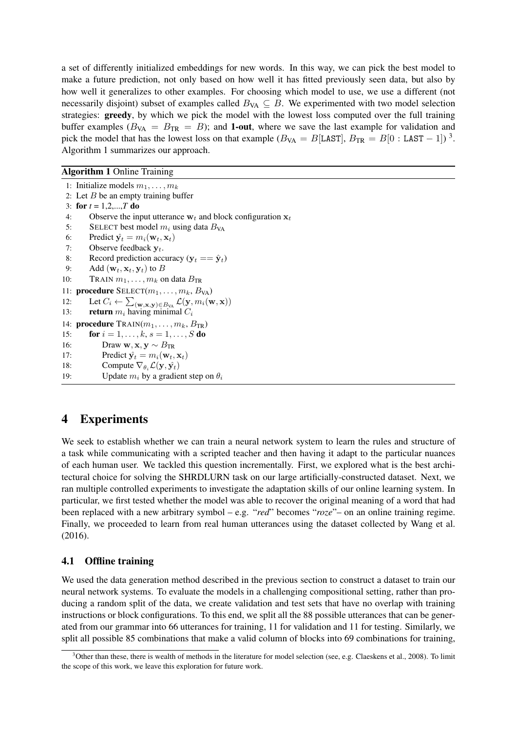a set of differently initialized embeddings for new words. In this way, we can pick the best model to make a future prediction, not only based on how well it has fitted previously seen data, but also by how well it generalizes to other examples. For choosing which model to use, we use a different (not necessarily disjoint) subset of examples called $B_{\text{VA}} \subseteq B$. We experimented with two model selection strategies: **greedy**, by which we pick the model with the lowest loss computed over the full training buffer examples ($B_{\text{VA}} = B_{\text{TR}} = B$); and **1-out**, where we save the last example for validation and pick the model that has the lowest loss on that example ($B_{\text{VA}} = B[\texttt{LAST}]$, $B_{\text{TR}} = B[0 : \texttt{LAST} - 1]$) [3]. Algorithm 1 summarizes our approach.

**Algorithm 1** Online Training

```
1: Initialize models m_1, ..., m_k
2: Let B be an empty training buffer
3: for t = 1,2,...,T do
4:     Observe the input utterance w_t and block configuration x_t
5:     SELECT best model m_i using data B_VA
6:     Predict ŷ_t = m_i(w_t, x_t)
7:     Observe feedback y_t.
8:     Record prediction accuracy (y_t == ŷ_t)
9:     Add (w_t, x_t, y_t) to B
10:    TRAIN m_1, ..., m_k on data B_TR
11: procedure SELECT(m_1, ..., m_k, B_VA)
12:    Let C_i ← Σ_{(w,x,y)∈B_VA} L(y, m_i(w, x))
13:    return m_i having minimal C_i
14: procedure TRAIN(m_1, ..., m_k, B_TR)
15:    for i = 1, ..., k, s = 1, ..., S do
16:        Draw w, x, y ~ B_TR
17:        Predict ŷ_t = m_i(w_t, x_t)
18:        Compute ∇_{θ_i} L(y, ŷ_t)
19:        Update m_i by a gradient step on θ_i
```

## 4 Experiments

We seek to establish whether we can train a neural network system to learn the rules and structure of a task while communicating with a scripted teacher and then having it adapt to the particular nuances of each human user. We tackled this question incrementally. First, we explored what is the best architectural choice for solving the SHRDLURN task on our large artificially-constructed dataset. Next, we ran multiple controlled experiments to investigate the adaptation skills of our online learning system. In particular, we first tested whether the model was able to recover the original meaning of a word that had been replaced with a new arbitrary symbol – e.g. "*red*" becomes "*roze*"– on an online training regime. Finally, we proceeded to learn from real human utterances using the dataset collected by Wang et al. (2016).

### 4.1 Offline training

We used the data generation method described in the previous section to construct a dataset to train our neural network systems. To evaluate the models in a challenging compositional setting, rather than producing a random split of the data, we create validation and test sets that have no overlap with training instructions or block configurations. To this end, we split all the 88 possible utterances that can be generated from our grammar into 66 utterances for training, 11 for validation and 11 for testing. Similarly, we split all possible 85 combinations that make a valid column of blocks into 69 combinations for training,

[3] Other than these, there is wealth of methods in the literature for model selection (see, e.g. Claeskens et al., 2008). To limit the scope of this work, we leave this exploration for future work.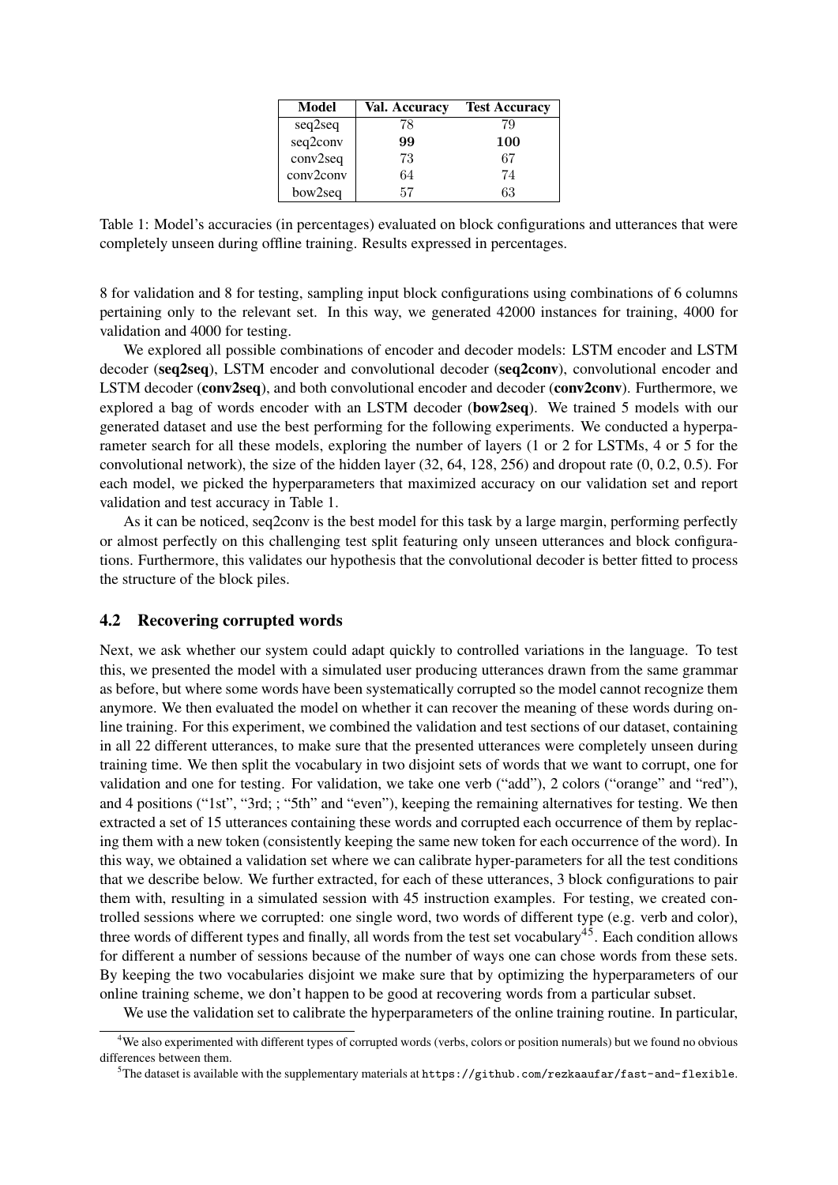| Model | Val. Accuracy | Test Accuracy |
|---|---|---|
| seq2seq | 78 | 79 |
| seq2conv | **99** | **100** |
| conv2seq | 73 | 67 |
| conv2conv | 64 | 74 |
| bow2seq | 57 | 63 |

Table 1: Model's accuracies (in percentages) evaluated on block configurations and utterances that were completely unseen during offline training. Results expressed in percentages.

8 for validation and 8 for testing, sampling input block configurations using combinations of 6 columns pertaining only to the relevant set. In this way, we generated 42000 instances for training, 4000 for validation and 4000 for testing.

We explored all possible combinations of encoder and decoder models: LSTM encoder and LSTM decoder (**seq2seq**), LSTM encoder and convolutional decoder (**seq2conv**), convolutional encoder and LSTM decoder (**conv2seq**), and both convolutional encoder and decoder (**conv2conv**). Furthermore, we explored a bag of words encoder with an LSTM decoder (**bow2seq**). We trained 5 models with our generated dataset and use the best performing for the following experiments. We conducted a hyperparameter search for all these models, exploring the number of layers (1 or 2 for LSTMs, 4 or 5 for the convolutional network), the size of the hidden layer (32, 64, 128, 256) and dropout rate (0, 0.2, 0.5). For each model, we picked the hyperparameters that maximized accuracy on our validation set and report validation and test accuracy in Table 1.

As it can be noticed, seq2conv is the best model for this task by a large margin, performing perfectly or almost perfectly on this challenging test split featuring only unseen utterances and block configurations. Furthermore, this validates our hypothesis that the convolutional decoder is better fitted to process the structure of the block piles.

## 4.2 Recovering corrupted words

Next, we ask whether our system could adapt quickly to controlled variations in the language. To test this, we presented the model with a simulated user producing utterances drawn from the same grammar as before, but where some words have been systematically corrupted so the model cannot recognize them anymore. We then evaluated the model on whether it can recover the meaning of these words during online training. For this experiment, we combined the validation and test sections of our dataset, containing in all 22 different utterances, to make sure that the presented utterances were completely unseen during training time. We then split the vocabulary in two disjoint sets of words that we want to corrupt, one for validation and one for testing. For validation, we take one verb ("add"), 2 colors ("orange" and "red"), and 4 positions ("1st", "3rd; ; "5th" and "even"), keeping the remaining alternatives for testing. We then extracted a set of 15 utterances containing these words and corrupted each occurrence of them by replacing them with a new token (consistently keeping the same new token for each occurrence of the word). In this way, we obtained a validation set where we can calibrate hyper-parameters for all the test conditions that we describe below. We further extracted, for each of these utterances, 3 block configurations to pair them with, resulting in a simulated session with 45 instruction examples. For testing, we created controlled sessions where we corrupted: one single word, two words of different type (e.g. verb and color), three words of different types and finally, all words from the test set vocabulary[4][5]. Each condition allows for different a number of sessions because of the number of ways one can chose words from these sets. By keeping the two vocabularies disjoint we make sure that by optimizing the hyperparameters of our online training scheme, we don't happen to be good at recovering words from a particular subset.

We use the validation set to calibrate the hyperparameters of the online training routine. In particular,

[4]We also experimented with different types of corrupted words (verbs, colors or position numerals) but we found no obvious differences between them.

[5]The dataset is available with the supplementary materials at `https://github.com/rezkaaufar/fast-and-flexible`.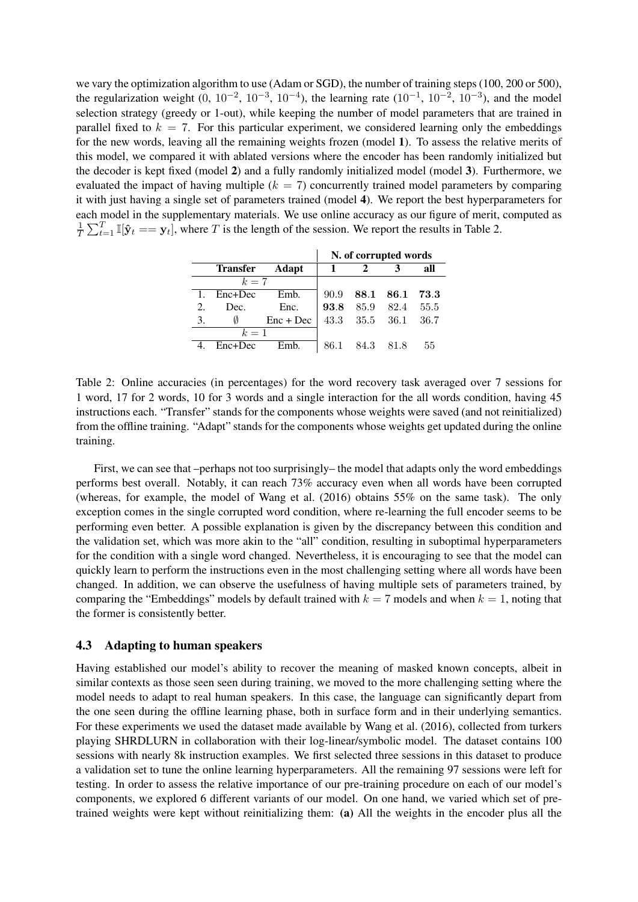we vary the optimization algorithm to use (Adam or SGD), the number of training steps (100, 200 or 500), the regularization weight (0, $10^{-2}$, $10^{-3}$, $10^{-4}$), the learning rate ($10^{-1}$, $10^{-2}$, $10^{-3}$), and the model selection strategy (greedy or 1-out), while keeping the number of model parameters that are trained in parallel fixed to $k = 7$. For this particular experiment, we considered learning only the embeddings for the new words, leaving all the remaining weights frozen (model **1**). To assess the relative merits of this model, we compared it with ablated versions where the encoder has been randomly initialized but the decoder is kept fixed (model **2**) and a fully randomly initialized model (model **3**). Furthermore, we evaluated the impact of having multiple ($k = 7$) concurrently trained model parameters by comparing it with just having a single set of parameters trained (model **4**). We report the best hyperparameters for each model in the supplementary materials. We use online accuracy as our figure of merit, computed as $\frac{1}{T}\sum_{t=1}^{T}\mathbb{I}[\hat{\mathbf{y}}_t == \mathbf{y}_t]$, where $T$ is the length of the session. We report the results in Table 2.

| | Transfer | Adapt | N. of corrupted words: 1 | 2 | 3 | all |
|---|---|---|---|---|---|---|
| | $k = 7$ | | | | | |
| 1. | Enc+Dec | Emb. | 90.9 | **88.1** | **86.1** | **73.3** |
| 2. | Dec. | Enc. | **93.8** | 85.9 | 82.4 | 55.5 |
| 3. | ∅ | Enc + Dec | 43.3 | 35.5 | 36.1 | 36.7 |
| | $k = 1$ | | | | | |
| 4. | Enc+Dec | Emb. | 86.1 | 84.3 | 81.8 | 55 |

Table 2: Online accuracies (in percentages) for the word recovery task averaged over 7 sessions for 1 word, 17 for 2 words, 10 for 3 words and a single interaction for the all words condition, having 45 instructions each. "Transfer" stands for the components whose weights were saved (and not reinitialized) from the offline training. "Adapt" stands for the components whose weights get updated during the online training.

First, we can see that –perhaps not too surprisingly– the model that adapts only the word embeddings performs best overall. Notably, it can reach 73% accuracy even when all words have been corrupted (whereas, for example, the model of Wang et al. (2016) obtains 55% on the same task). The only exception comes in the single corrupted word condition, where re-learning the full encoder seems to be performing even better. A possible explanation is given by the discrepancy between this condition and the validation set, which was more akin to the "all" condition, resulting in suboptimal hyperparameters for the condition with a single word changed. Nevertheless, it is encouraging to see that the model can quickly learn to perform the instructions even in the most challenging setting where all words have been changed. In addition, we can observe the usefulness of having multiple sets of parameters trained, by comparing the "Embeddings" models by default trained with $k = 7$ models and when $k = 1$, noting that the former is consistently better.

### 4.3 Adapting to human speakers

Having established our model's ability to recover the meaning of masked known concepts, albeit in similar contexts as those seen seen during training, we moved to the more challenging setting where the model needs to adapt to real human speakers. In this case, the language can significantly depart from the one seen during the offline learning phase, both in surface form and in their underlying semantics. For these experiments we used the dataset made available by Wang et al. (2016), collected from turkers playing SHRDLURN in collaboration with their log-linear/symbolic model. The dataset contains 100 sessions with nearly 8k instruction examples. We first selected three sessions in this dataset to produce a validation set to tune the online learning hyperparameters. All the remaining 97 sessions were left for testing. In order to assess the relative importance of our pre-training procedure on each of our model's components, we explored 6 different variants of our model. On one hand, we varied which set of pre-trained weights were kept without reinitializing them: **(a)** All the weights in the encoder plus all the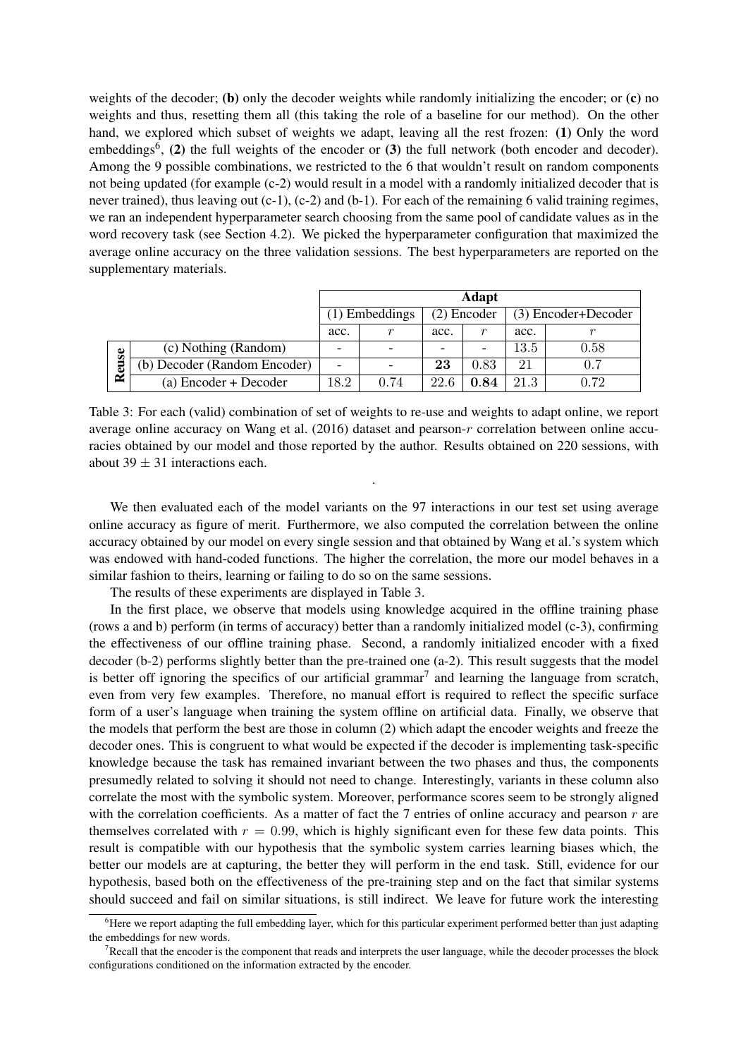weights of the decoder; **(b)** only the decoder weights while randomly initializing the encoder; or **(c)** no weights and thus, resetting them all (this taking the role of a baseline for our method). On the other hand, we explored which subset of weights we adapt, leaving all the rest frozen: **(1)** Only the word embeddings[6], **(2)** the full weights of the encoder or **(3)** the full network (both encoder and decoder). Among the 9 possible combinations, we restricted to the 6 that wouldn't result on random components not being updated (for example (c-2) would result in a model with a randomly initialized decoder that is never trained), thus leaving out (c-1), (c-2) and (b-1). For each of the remaining 6 valid training regimes, we ran an independent hyperparameter search choosing from the same pool of candidate values as in the word recovery task (see Section 4.2). We picked the hyperparameter configuration that maximized the average online accuracy on the three validation sessions. The best hyperparameters are reported on the supplementary materials.

| | | **Adapt** | | | | | |
|---|---|---|---|---|---|---|---|
| | | (1) Embeddings | | (2) Encoder | | (3) Encoder+Decoder | |
| | | acc. | $r$ | acc. | $r$ | acc. | $r$ |
| **Reuse** | (c) Nothing (Random) | - | - | - | - | 13.5 | 0.58 |
| | (b) Decoder (Random Encoder) | - | - | **23** | 0.83 | 21 | 0.7 |
| | (a) Encoder + Decoder | 18.2 | 0.74 | 22.6 | **0.84** | 21.3 | 0.72 |

Table 3: For each (valid) combination of set of weights to re-use and weights to adapt online, we report average online accuracy on Wang et al. (2016) dataset and pearson-$r$ correlation between online accuracies obtained by our model and those reported by the author. Results obtained on 220 sessions, with about $39 \pm 31$ interactions each.

We then evaluated each of the model variants on the 97 interactions in our test set using average online accuracy as figure of merit. Furthermore, we also computed the correlation between the online accuracy obtained by our model on every single session and that obtained by Wang et al.'s system which was endowed with hand-coded functions. The higher the correlation, the more our model behaves in a similar fashion to theirs, learning or failing to do so on the same sessions.

The results of these experiments are displayed in Table 3.

In the first place, we observe that models using knowledge acquired in the offline training phase (rows a and b) perform (in terms of accuracy) better than a randomly initialized model (c-3), confirming the effectiveness of our offline training phase. Second, a randomly initialized encoder with a fixed decoder (b-2) performs slightly better than the pre-trained one (a-2). This result suggests that the model is better off ignoring the specifics of our artificial grammar[7] and learning the language from scratch, even from very few examples. Therefore, no manual effort is required to reflect the specific surface form of a user's language when training the system offline on artificial data. Finally, we observe that the models that perform the best are those in column (2) which adapt the encoder weights and freeze the decoder ones. This is congruent to what would be expected if the decoder is implementing task-specific knowledge because the task has remained invariant between the two phases and thus, the components presumedly related to solving it should not need to change. Interestingly, variants in these column also correlate the most with the symbolic system. Moreover, performance scores seem to be strongly aligned with the correlation coefficients. As a matter of fact the 7 entries of online accuracy and pearson $r$ are themselves correlated with $r = 0.99$, which is highly significant even for these few data points. This result is compatible with our hypothesis that the symbolic system carries learning biases which, the better our models are at capturing, the better they will perform in the end task. Still, evidence for our hypothesis, based both on the effectiveness of the pre-training step and on the fact that similar systems should succeed and fail on similar situations, is still indirect. We leave for future work the interesting

[6]Here we report adapting the full embedding layer, which for this particular experiment performed better than just adapting the embeddings for new words.

[7]Recall that the encoder is the component that reads and interprets the user language, while the decoder processes the block configurations conditioned on the information extracted by the encoder.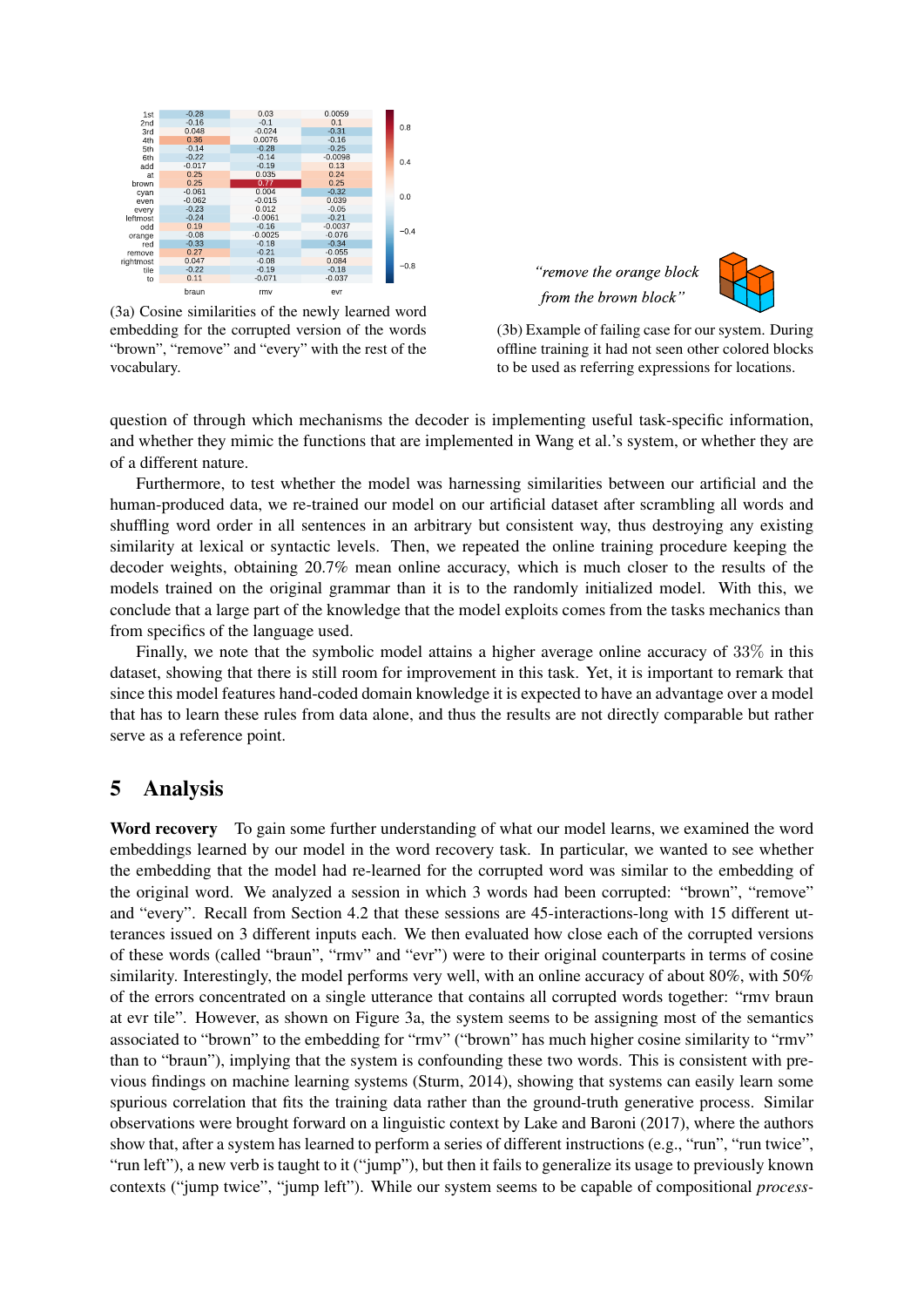| | braun | rmv | evr |
|---|---|---|---|
| 1st | -0.28 | 0.03 | 0.0059 |
| 2nd | -0.16 | -0.1 | 0.1 |
| 3rd | 0.048 | -0.024 | -0.31 |
| 4th | 0.36 | 0.0076 | -0.16 |
| 5th | -0.14 | -0.28 | -0.25 |
| 6th | -0.22 | -0.14 | -0.0098 |
| add | -0.017 | -0.19 | 0.13 |
| at | 0.25 | 0.035 | 0.24 |
| brown | 0.25 | 0.77 | 0.25 |
| cyan | -0.061 | 0.004 | -0.32 |
| even | -0.062 | -0.015 | 0.039 |
| every | -0.23 | 0.012 | -0.05 |
| leftmost | -0.24 | -0.0061 | -0.21 |
| odd | 0.19 | -0.16 | -0.0037 |
| orange | -0.08 | -0.0025 | -0.076 |
| red | -0.33 | -0.18 | -0.34 |
| remove | 0.27 | -0.21 | -0.055 |
| rightmost | 0.047 | -0.08 | 0.084 |
| tile | -0.22 | -0.19 | -0.18 |
| to | 0.11 | -0.071 | -0.037 |

(3a) Cosine similarities of the newly learned word embedding for the corrupted version of the words “brown”, “remove” and “every” with the rest of the vocabulary.

*“remove the orange block from the brown block”*

(3b) Example of failing case for our system. During offline training it had not seen other colored blocks to be used as referring expressions for locations.

question of through which mechanisms the decoder is implementing useful task-specific information, and whether they mimic the functions that are implemented in Wang et al.’s system, or whether they are of a different nature.

Furthermore, to test whether the model was harnessing similarities between our artificial and the human-produced data, we re-trained our model on our artificial dataset after scrambling all words and shuffling word order in all sentences in an arbitrary but consistent way, thus destroying any existing similarity at lexical or syntactic levels. Then, we repeated the online training procedure keeping the decoder weights, obtaining 20.7% mean online accuracy, which is much closer to the results of the models trained on the original grammar than it is to the randomly initialized model. With this, we conclude that a large part of the knowledge that the model exploits comes from the tasks mechanics than from specifics of the language used.

Finally, we note that the symbolic model attains a higher average online accuracy of $33\%$ in this dataset, showing that there is still room for improvement in this task. Yet, it is important to remark that since this model features hand-coded domain knowledge it is expected to have an advantage over a model that has to learn these rules from data alone, and thus the results are not directly comparable but rather serve as a reference point.

## 5 Analysis

**Word recovery** To gain some further understanding of what our model learns, we examined the word embeddings learned by our model in the word recovery task. In particular, we wanted to see whether the embedding that the model had re-learned for the corrupted word was similar to the embedding of the original word. We analyzed a session in which 3 words had been corrupted: “brown”, “remove” and “every”. Recall from Section 4.2 that these sessions are 45-interactions-long with 15 different utterances issued on 3 different inputs each. We then evaluated how close each of the corrupted versions of these words (called “braun”, “rmv” and “evr”) were to their original counterparts in terms of cosine similarity. Interestingly, the model performs very well, with an online accuracy of about 80%, with 50% of the errors concentrated on a single utterance that contains all corrupted words together: “rmv braun at evr tile”. However, as shown on Figure 3a, the system seems to be assigning most of the semantics associated to “brown” to the embedding for “rmv” (“brown” has much higher cosine similarity to “rmv” than to “braun”), implying that the system is confounding these two words. This is consistent with previous findings on machine learning systems (Sturm, 2014), showing that systems can easily learn some spurious correlation that fits the training data rather than the ground-truth generative process. Similar observations were brought forward on a linguistic context by Lake and Baroni (2017), where the authors show that, after a system has learned to perform a series of different instructions (e.g., “run”, “run twice”, “run left”), a new verb is taught to it (“jump”), but then it fails to generalize its usage to previously known contexts (“jump twice”, “jump left”). While our system seems to be capable of compositional *process-*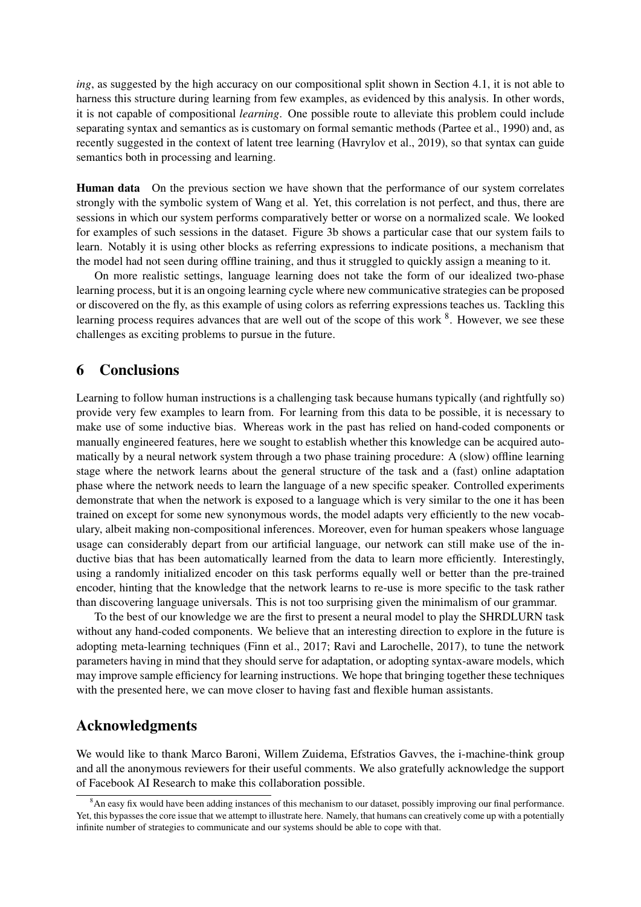*ing*, as suggested by the high accuracy on our compositional split shown in Section 4.1, it is not able to harness this structure during learning from few examples, as evidenced by this analysis. In other words, it is not capable of compositional *learning*. One possible route to alleviate this problem could include separating syntax and semantics as is customary on formal semantic methods (Partee et al., 1990) and, as recently suggested in the context of latent tree learning (Havrylov et al., 2019), so that syntax can guide semantics both in processing and learning.

**Human data** On the previous section we have shown that the performance of our system correlates strongly with the symbolic system of Wang et al. Yet, this correlation is not perfect, and thus, there are sessions in which our system performs comparatively better or worse on a normalized scale. We looked for examples of such sessions in the dataset. Figure 3b shows a particular case that our system fails to learn. Notably it is using other blocks as referring expressions to indicate positions, a mechanism that the model had not seen during offline training, and thus it struggled to quickly assign a meaning to it.

On more realistic settings, language learning does not take the form of our idealized two-phase learning process, but it is an ongoing learning cycle where new communicative strategies can be proposed or discovered on the fly, as this example of using colors as referring expressions teaches us. Tackling this learning process requires advances that are well out of the scope of this work [8]. However, we see these challenges as exciting problems to pursue in the future.

## 6 Conclusions

Learning to follow human instructions is a challenging task because humans typically (and rightfully so) provide very few examples to learn from. For learning from this data to be possible, it is necessary to make use of some inductive bias. Whereas work in the past has relied on hand-coded components or manually engineered features, here we sought to establish whether this knowledge can be acquired automatically by a neural network system through a two phase training procedure: A (slow) offline learning stage where the network learns about the general structure of the task and a (fast) online adaptation phase where the network needs to learn the language of a new specific speaker. Controlled experiments demonstrate that when the network is exposed to a language which is very similar to the one it has been trained on except for some new synonymous words, the model adapts very efficiently to the new vocabulary, albeit making non-compositional inferences. Moreover, even for human speakers whose language usage can considerably depart from our artificial language, our network can still make use of the inductive bias that has been automatically learned from the data to learn more efficiently. Interestingly, using a randomly initialized encoder on this task performs equally well or better than the pre-trained encoder, hinting that the knowledge that the network learns to re-use is more specific to the task rather than discovering language universals. This is not too surprising given the minimalism of our grammar.

To the best of our knowledge we are the first to present a neural model to play the SHRDLURN task without any hand-coded components. We believe that an interesting direction to explore in the future is adopting meta-learning techniques (Finn et al., 2017; Ravi and Larochelle, 2017), to tune the network parameters having in mind that they should serve for adaptation, or adopting syntax-aware models, which may improve sample efficiency for learning instructions. We hope that bringing together these techniques with the presented here, we can move closer to having fast and flexible human assistants.

## Acknowledgments

We would like to thank Marco Baroni, Willem Zuidema, Efstratios Gavves, the i-machine-think group and all the anonymous reviewers for their useful comments. We also gratefully acknowledge the support of Facebook AI Research to make this collaboration possible.

[8] An easy fix would have been adding instances of this mechanism to our dataset, possibly improving our final performance. Yet, this bypasses the core issue that we attempt to illustrate here. Namely, that humans can creatively come up with a potentially infinite number of strategies to communicate and our systems should be able to cope with that.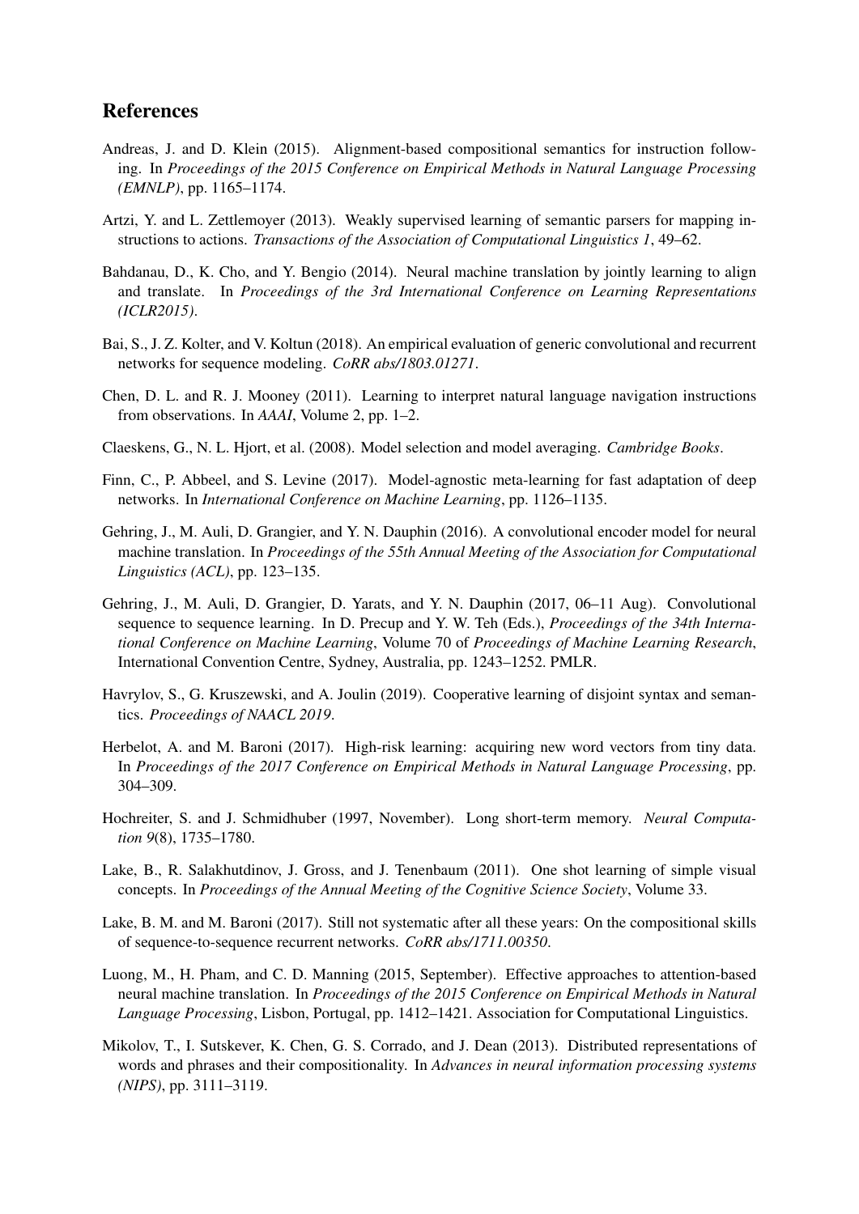## References

Andreas, J. and D. Klein (2015). Alignment-based compositional semantics for instruction following. In *Proceedings of the 2015 Conference on Empirical Methods in Natural Language Processing (EMNLP)*, pp. 1165–1174.

Artzi, Y. and L. Zettlemoyer (2013). Weakly supervised learning of semantic parsers for mapping instructions to actions. *Transactions of the Association of Computational Linguistics 1*, 49–62.

Bahdanau, D., K. Cho, and Y. Bengio (2014). Neural machine translation by jointly learning to align and translate. In *Proceedings of the 3rd International Conference on Learning Representations (ICLR2015)*.

Bai, S., J. Z. Kolter, and V. Koltun (2018). An empirical evaluation of generic convolutional and recurrent networks for sequence modeling. *CoRR abs/1803.01271*.

Chen, D. L. and R. J. Mooney (2011). Learning to interpret natural language navigation instructions from observations. In *AAAI*, Volume 2, pp. 1–2.

Claeskens, G., N. L. Hjort, et al. (2008). Model selection and model averaging. *Cambridge Books*.

Finn, C., P. Abbeel, and S. Levine (2017). Model-agnostic meta-learning for fast adaptation of deep networks. In *International Conference on Machine Learning*, pp. 1126–1135.

Gehring, J., M. Auli, D. Grangier, and Y. N. Dauphin (2016). A convolutional encoder model for neural machine translation. In *Proceedings of the 55th Annual Meeting of the Association for Computational Linguistics (ACL)*, pp. 123–135.

Gehring, J., M. Auli, D. Grangier, D. Yarats, and Y. N. Dauphin (2017, 06–11 Aug). Convolutional sequence to sequence learning. In D. Precup and Y. W. Teh (Eds.), *Proceedings of the 34th International Conference on Machine Learning*, Volume 70 of *Proceedings of Machine Learning Research*, International Convention Centre, Sydney, Australia, pp. 1243–1252. PMLR.

Havrylov, S., G. Kruszewski, and A. Joulin (2019). Cooperative learning of disjoint syntax and semantics. *Proceedings of NAACL 2019*.

Herbelot, A. and M. Baroni (2017). High-risk learning: acquiring new word vectors from tiny data. In *Proceedings of the 2017 Conference on Empirical Methods in Natural Language Processing*, pp. 304–309.

Hochreiter, S. and J. Schmidhuber (1997, November). Long short-term memory. *Neural Computation 9*(8), 1735–1780.

Lake, B., R. Salakhutdinov, J. Gross, and J. Tenenbaum (2011). One shot learning of simple visual concepts. In *Proceedings of the Annual Meeting of the Cognitive Science Society*, Volume 33.

Lake, B. M. and M. Baroni (2017). Still not systematic after all these years: On the compositional skills of sequence-to-sequence recurrent networks. *CoRR abs/1711.00350*.

Luong, M., H. Pham, and C. D. Manning (2015, September). Effective approaches to attention-based neural machine translation. In *Proceedings of the 2015 Conference on Empirical Methods in Natural Language Processing*, Lisbon, Portugal, pp. 1412–1421. Association for Computational Linguistics.

Mikolov, T., I. Sutskever, K. Chen, G. S. Corrado, and J. Dean (2013). Distributed representations of words and phrases and their compositionality. In *Advances in neural information processing systems (NIPS)*, pp. 3111–3119.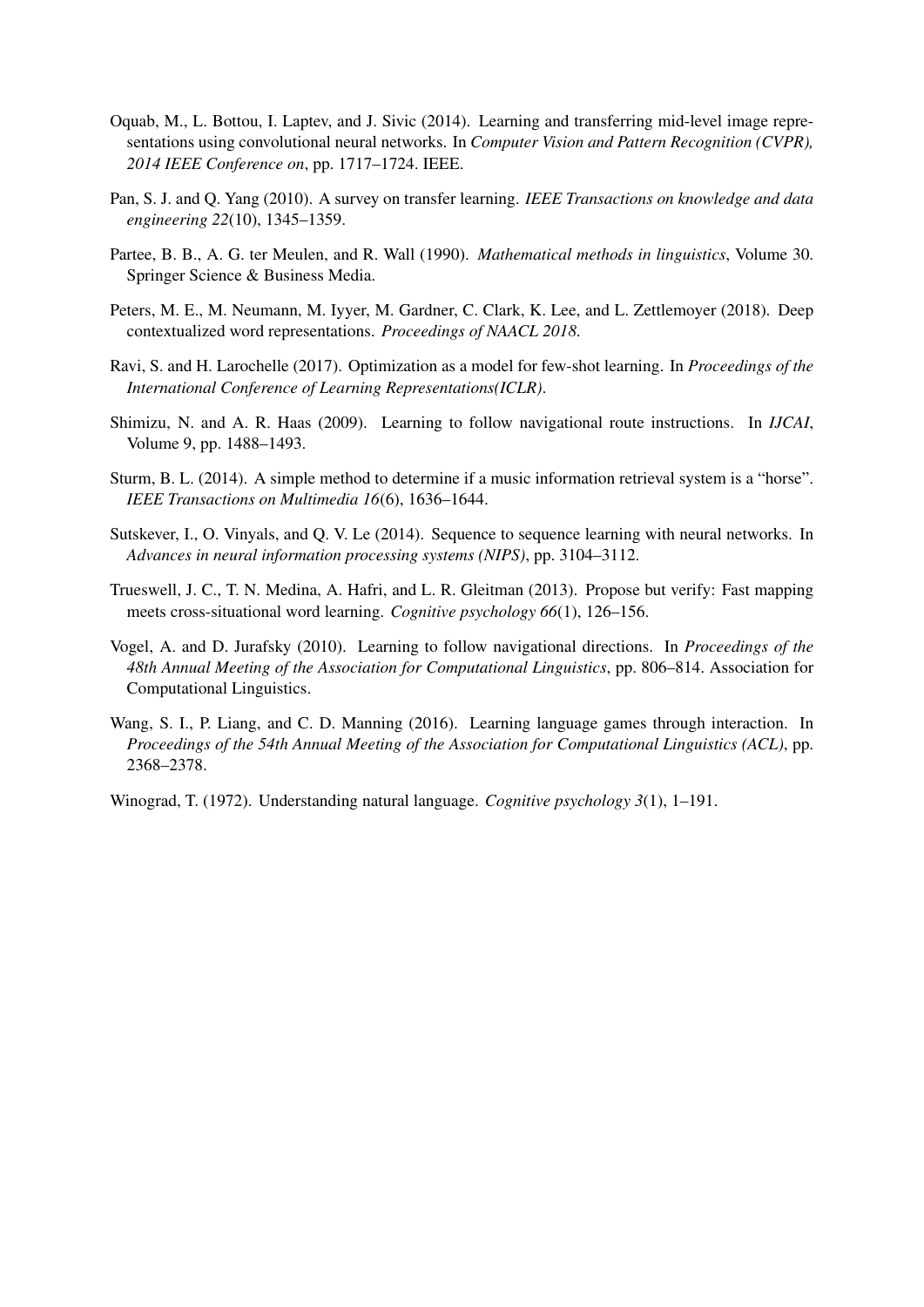Oquab, M., L. Bottou, I. Laptev, and J. Sivic (2014). Learning and transferring mid-level image representations using convolutional neural networks. In *Computer Vision and Pattern Recognition (CVPR), 2014 IEEE Conference on*, pp. 1717–1724. IEEE.

Pan, S. J. and Q. Yang (2010). A survey on transfer learning. *IEEE Transactions on knowledge and data engineering 22*(10), 1345–1359.

Partee, B. B., A. G. ter Meulen, and R. Wall (1990). *Mathematical methods in linguistics*, Volume 30. Springer Science & Business Media.

Peters, M. E., M. Neumann, M. Iyyer, M. Gardner, C. Clark, K. Lee, and L. Zettlemoyer (2018). Deep contextualized word representations. *Proceedings of NAACL 2018*.

Ravi, S. and H. Larochelle (2017). Optimization as a model for few-shot learning. In *Proceedings of the International Conference of Learning Representations(ICLR)*.

Shimizu, N. and A. R. Haas (2009). Learning to follow navigational route instructions. In *IJCAI*, Volume 9, pp. 1488–1493.

Sturm, B. L. (2014). A simple method to determine if a music information retrieval system is a "horse". *IEEE Transactions on Multimedia 16*(6), 1636–1644.

Sutskever, I., O. Vinyals, and Q. V. Le (2014). Sequence to sequence learning with neural networks. In *Advances in neural information processing systems (NIPS)*, pp. 3104–3112.

Trueswell, J. C., T. N. Medina, A. Hafri, and L. R. Gleitman (2013). Propose but verify: Fast mapping meets cross-situational word learning. *Cognitive psychology 66*(1), 126–156.

Vogel, A. and D. Jurafsky (2010). Learning to follow navigational directions. In *Proceedings of the 48th Annual Meeting of the Association for Computational Linguistics*, pp. 806–814. Association for Computational Linguistics.

Wang, S. I., P. Liang, and C. D. Manning (2016). Learning language games through interaction. In *Proceedings of the 54th Annual Meeting of the Association for Computational Linguistics (ACL)*, pp. 2368–2378.

Winograd, T. (1972). Understanding natural language. *Cognitive psychology 3*(1), 1–191.